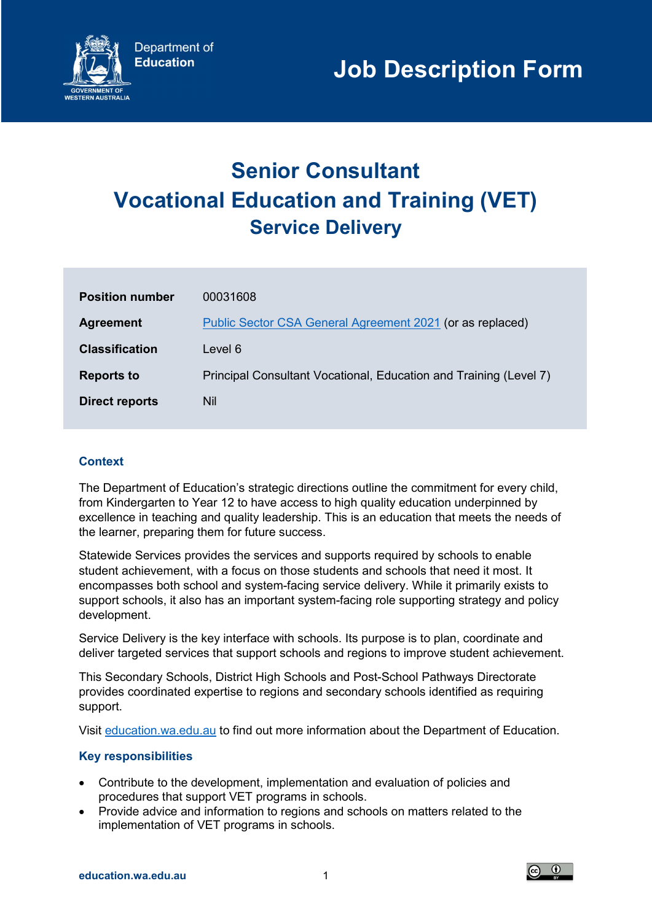Department of Education

GOVERNMENT OF WESTERN AUSTRALIA

# Job Description Form

# Senior Consultant
# Vocational Education and Training (VET)
## Service Delivery

| | |
|---|---|
| **Position number** | 00031608 |
| **Agreement** | Public Sector CSA General Agreement 2021 (or as replaced) |
| **Classification** | Level 6 |
| **Reports to** | Principal Consultant Vocational, Education and Training (Level 7) |
| **Direct reports** | Nil |

### Context

The Department of Education's strategic directions outline the commitment for every child, from Kindergarten to Year 12 to have access to high quality education underpinned by excellence in teaching and quality leadership. This is an education that meets the needs of the learner, preparing them for future success.

Statewide Services provides the services and supports required by schools to enable student achievement, with a focus on those students and schools that need it most. It encompasses both school and system-facing service delivery. While it primarily exists to support schools, it also has an important system-facing role supporting strategy and policy development.

Service Delivery is the key interface with schools. Its purpose is to plan, coordinate and deliver targeted services that support schools and regions to improve student achievement.

This Secondary Schools, District High Schools and Post-School Pathways Directorate provides coordinated expertise to regions and secondary schools identified as requiring support.

Visit education.wa.edu.au to find out more information about the Department of Education.

### Key responsibilities

- Contribute to the development, implementation and evaluation of policies and procedures that support VET programs in schools.
- Provide advice and information to regions and schools on matters related to the implementation of VET programs in schools.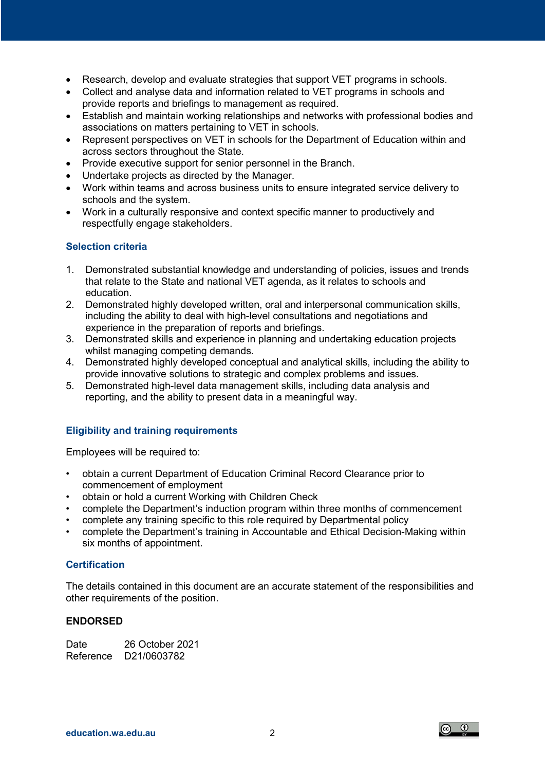- Research, develop and evaluate strategies that support VET programs in schools.
- Collect and analyse data and information related to VET programs in schools and provide reports and briefings to management as required.
- Establish and maintain working relationships and networks with professional bodies and associations on matters pertaining to VET in schools.
- Represent perspectives on VET in schools for the Department of Education within and across sectors throughout the State.
- Provide executive support for senior personnel in the Branch.
- Undertake projects as directed by the Manager.
- Work within teams and across business units to ensure integrated service delivery to schools and the system.
- Work in a culturally responsive and context specific manner to productively and respectfully engage stakeholders.

## Selection criteria

1. Demonstrated substantial knowledge and understanding of policies, issues and trends that relate to the State and national VET agenda, as it relates to schools and education.
2. Demonstrated highly developed written, oral and interpersonal communication skills, including the ability to deal with high-level consultations and negotiations and experience in the preparation of reports and briefings.
3. Demonstrated skills and experience in planning and undertaking education projects whilst managing competing demands.
4. Demonstrated highly developed conceptual and analytical skills, including the ability to provide innovative solutions to strategic and complex problems and issues.
5. Demonstrated high-level data management skills, including data analysis and reporting, and the ability to present data in a meaningful way.

## Eligibility and training requirements

Employees will be required to:

- obtain a current Department of Education Criminal Record Clearance prior to commencement of employment
- obtain or hold a current Working with Children Check
- complete the Department's induction program within three months of commencement
- complete any training specific to this role required by Departmental policy
- complete the Department's training in Accountable and Ethical Decision-Making within six months of appointment.

## Certification

The details contained in this document are an accurate statement of the responsibilities and other requirements of the position.

**ENDORSED**

Date 26 October 2021
Reference D21/0603782